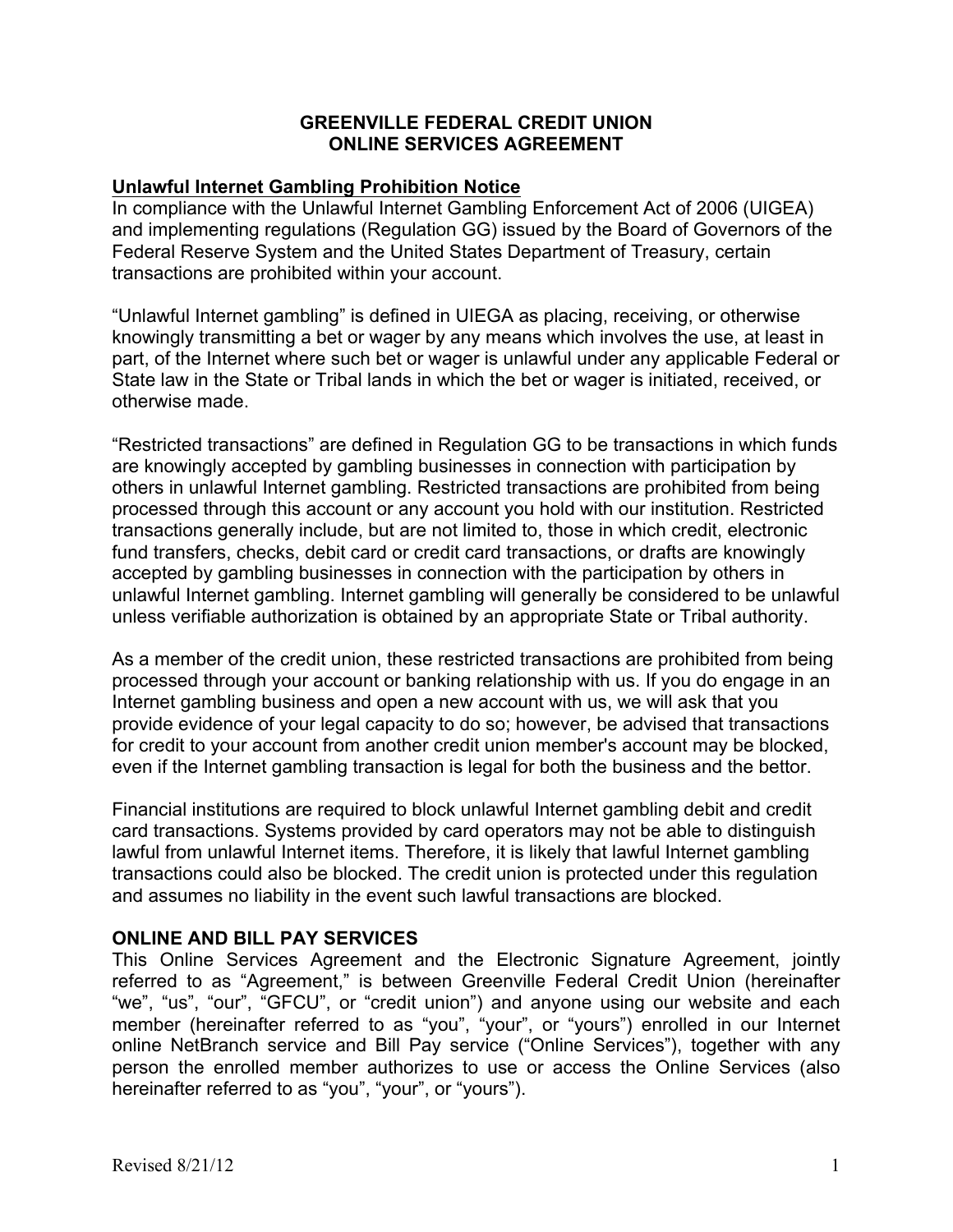# GREENVILLE FEDERAL CREDIT UNION
# ONLINE SERVICES AGREEMENT

## Unlawful Internet Gambling Prohibition Notice

In compliance with the Unlawful Internet Gambling Enforcement Act of 2006 (UIGEA) and implementing regulations (Regulation GG) issued by the Board of Governors of the Federal Reserve System and the United States Department of Treasury, certain transactions are prohibited within your account.

"Unlawful Internet gambling" is defined in UIEGA as placing, receiving, or otherwise knowingly transmitting a bet or wager by any means which involves the use, at least in part, of the Internet where such bet or wager is unlawful under any applicable Federal or State law in the State or Tribal lands in which the bet or wager is initiated, received, or otherwise made.

"Restricted transactions" are defined in Regulation GG to be transactions in which funds are knowingly accepted by gambling businesses in connection with participation by others in unlawful Internet gambling. Restricted transactions are prohibited from being processed through this account or any account you hold with our institution. Restricted transactions generally include, but are not limited to, those in which credit, electronic fund transfers, checks, debit card or credit card transactions, or drafts are knowingly accepted by gambling businesses in connection with the participation by others in unlawful Internet gambling. Internet gambling will generally be considered to be unlawful unless verifiable authorization is obtained by an appropriate State or Tribal authority.

As a member of the credit union, these restricted transactions are prohibited from being processed through your account or banking relationship with us. If you do engage in an Internet gambling business and open a new account with us, we will ask that you provide evidence of your legal capacity to do so; however, be advised that transactions for credit to your account from another credit union member's account may be blocked, even if the Internet gambling transaction is legal for both the business and the bettor.

Financial institutions are required to block unlawful Internet gambling debit and credit card transactions. Systems provided by card operators may not be able to distinguish lawful from unlawful Internet items. Therefore, it is likely that lawful Internet gambling transactions could also be blocked. The credit union is protected under this regulation and assumes no liability in the event such lawful transactions are blocked.

## ONLINE AND BILL PAY SERVICES

This Online Services Agreement and the Electronic Signature Agreement, jointly referred to as "Agreement," is between Greenville Federal Credit Union (hereinafter "we", "us", "our", "GFCU", or "credit union") and anyone using our website and each member (hereinafter referred to as "you", "your", or "yours") enrolled in our Internet online NetBranch service and Bill Pay service ("Online Services"), together with any person the enrolled member authorizes to use or access the Online Services (also hereinafter referred to as "you", "your", or "yours").

Revised 8/21/12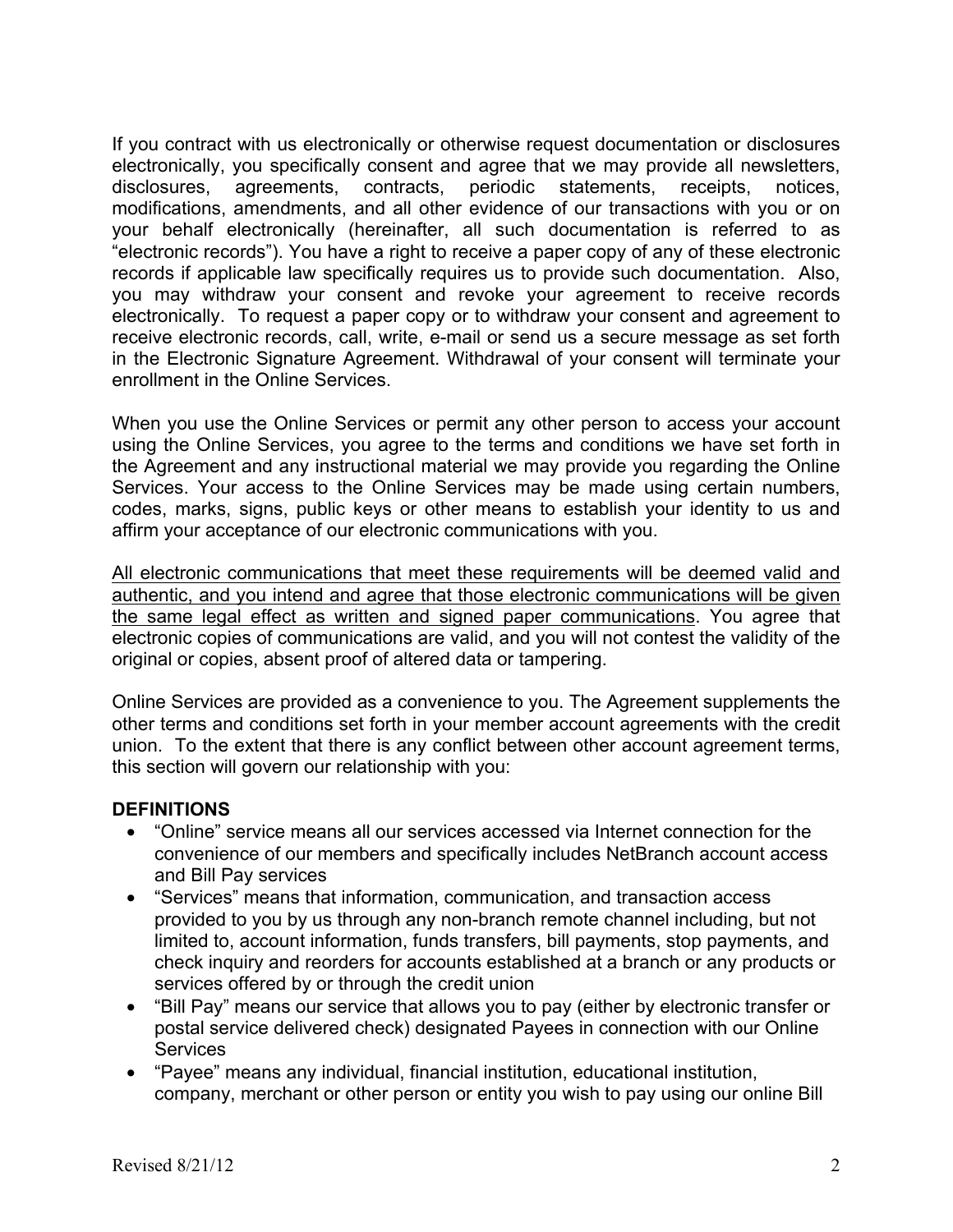If you contract with us electronically or otherwise request documentation or disclosures electronically, you specifically consent and agree that we may provide all newsletters, disclosures, agreements, contracts, periodic statements, receipts, notices, modifications, amendments, and all other evidence of our transactions with you or on your behalf electronically (hereinafter, all such documentation is referred to as "electronic records"). You have a right to receive a paper copy of any of these electronic records if applicable law specifically requires us to provide such documentation. Also, you may withdraw your consent and revoke your agreement to receive records electronically. To request a paper copy or to withdraw your consent and agreement to receive electronic records, call, write, e-mail or send us a secure message as set forth in the Electronic Signature Agreement. Withdrawal of your consent will terminate your enrollment in the Online Services.

When you use the Online Services or permit any other person to access your account using the Online Services, you agree to the terms and conditions we have set forth in the Agreement and any instructional material we may provide you regarding the Online Services. Your access to the Online Services may be made using certain numbers, codes, marks, signs, public keys or other means to establish your identity to us and affirm your acceptance of our electronic communications with you.

<u>All electronic communications that meet these requirements will be deemed valid and authentic, and you intend and agree that those electronic communications will be given the same legal effect as written and signed paper communications</u>. You agree that electronic copies of communications are valid, and you will not contest the validity of the original or copies, absent proof of altered data or tampering.

Online Services are provided as a convenience to you. The Agreement supplements the other terms and conditions set forth in your member account agreements with the credit union. To the extent that there is any conflict between other account agreement terms, this section will govern our relationship with you:

**DEFINITIONS**

- "Online" service means all our services accessed via Internet connection for the convenience of our members and specifically includes NetBranch account access and Bill Pay services
- "Services" means that information, communication, and transaction access provided to you by us through any non-branch remote channel including, but not limited to, account information, funds transfers, bill payments, stop payments, and check inquiry and reorders for accounts established at a branch or any products or services offered by or through the credit union
- "Bill Pay" means our service that allows you to pay (either by electronic transfer or postal service delivered check) designated Payees in connection with our Online Services
- "Payee" means any individual, financial institution, educational institution, company, merchant or other person or entity you wish to pay using our online Bill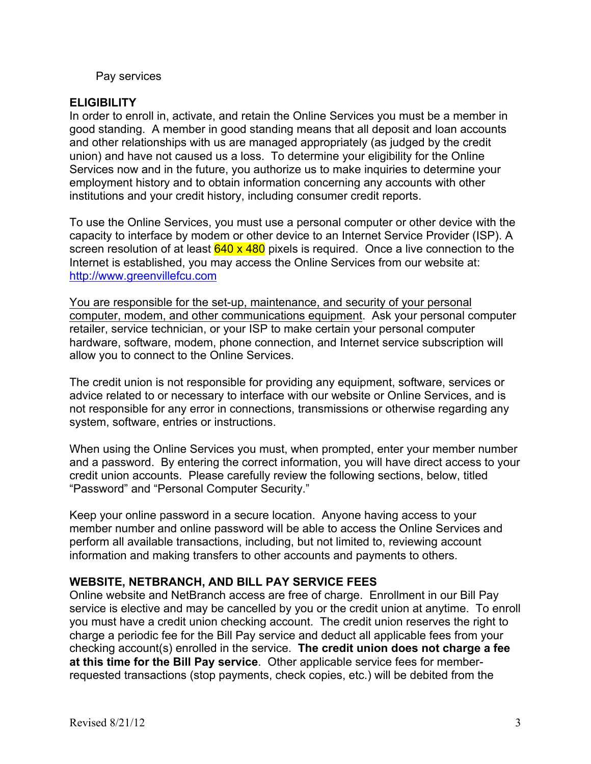Pay services

## ELIGIBILITY

In order to enroll in, activate, and retain the Online Services you must be a member in good standing. A member in good standing means that all deposit and loan accounts and other relationships with us are managed appropriately (as judged by the credit union) and have not caused us a loss. To determine your eligibility for the Online Services now and in the future, you authorize us to make inquiries to determine your employment history and to obtain information concerning any accounts with other institutions and your credit history, including consumer credit reports.

To use the Online Services, you must use a personal computer or other device with the capacity to interface by modem or other device to an Internet Service Provider (ISP). A screen resolution of at least 640 x 480 pixels is required. Once a live connection to the Internet is established, you may access the Online Services from our website at: http://www.greenvillefcu.com

You are responsible for the set-up, maintenance, and security of your personal computer, modem, and other communications equipment. Ask your personal computer retailer, service technician, or your ISP to make certain your personal computer hardware, software, modem, phone connection, and Internet service subscription will allow you to connect to the Online Services.

The credit union is not responsible for providing any equipment, software, services or advice related to or necessary to interface with our website or Online Services, and is not responsible for any error in connections, transmissions or otherwise regarding any system, software, entries or instructions.

When using the Online Services you must, when prompted, enter your member number and a password. By entering the correct information, you will have direct access to your credit union accounts. Please carefully review the following sections, below, titled “Password” and “Personal Computer Security.”

Keep your online password in a secure location. Anyone having access to your member number and online password will be able to access the Online Services and perform all available transactions, including, but not limited to, reviewing account information and making transfers to other accounts and payments to others.

## WEBSITE, NETBRANCH, AND BILL PAY SERVICE FEES

Online website and NetBranch access are free of charge. Enrollment in our Bill Pay service is elective and may be cancelled by you or the credit union at anytime. To enroll you must have a credit union checking account. The credit union reserves the right to charge a periodic fee for the Bill Pay service and deduct all applicable fees from your checking account(s) enrolled in the service. **The credit union does not charge a fee at this time for the Bill Pay service**. Other applicable service fees for member-requested transactions (stop payments, check copies, etc.) will be debited from the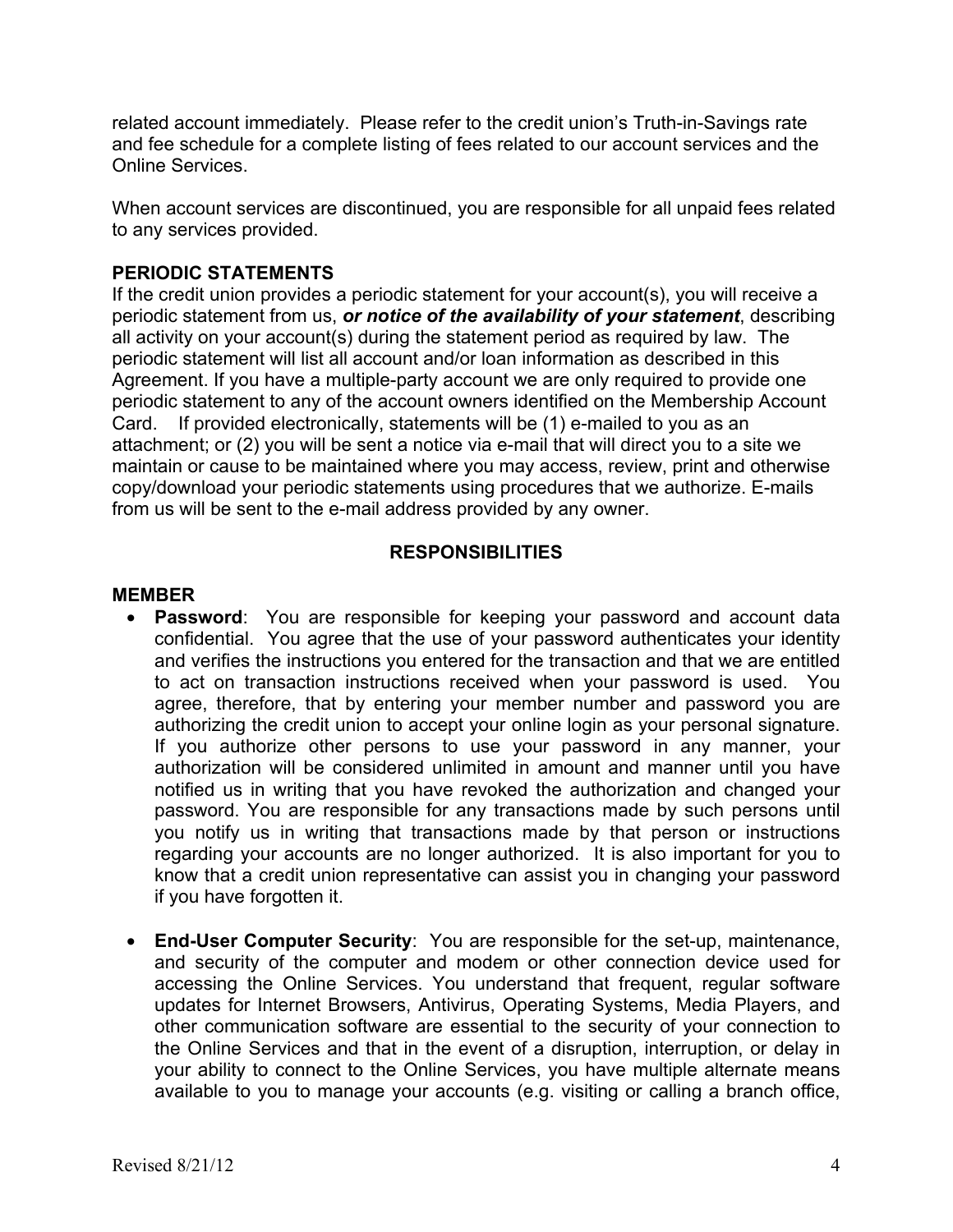related account immediately. Please refer to the credit union's Truth-in-Savings rate and fee schedule for a complete listing of fees related to our account services and the Online Services.

When account services are discontinued, you are responsible for all unpaid fees related to any services provided.

**PERIODIC STATEMENTS**

If the credit union provides a periodic statement for your account(s), you will receive a periodic statement from us, ***or notice of the availability of your statement***, describing all activity on your account(s) during the statement period as required by law. The periodic statement will list all account and/or loan information as described in this Agreement. If you have a multiple-party account we are only required to provide one periodic statement to any of the account owners identified on the Membership Account Card. If provided electronically, statements will be (1) e-mailed to you as an attachment; or (2) you will be sent a notice via e-mail that will direct you to a site we maintain or cause to be maintained where you may access, review, print and otherwise copy/download your periodic statements using procedures that we authorize. E-mails from us will be sent to the e-mail address provided by any owner.

## RESPONSIBILITIES

**MEMBER**

- **Password**: You are responsible for keeping your password and account data confidential. You agree that the use of your password authenticates your identity and verifies the instructions you entered for the transaction and that we are entitled to act on transaction instructions received when your password is used. You agree, therefore, that by entering your member number and password you are authorizing the credit union to accept your online login as your personal signature. If you authorize other persons to use your password in any manner, your authorization will be considered unlimited in amount and manner until you have notified us in writing that you have revoked the authorization and changed your password. You are responsible for any transactions made by such persons until you notify us in writing that transactions made by that person or instructions regarding your accounts are no longer authorized. It is also important for you to know that a credit union representative can assist you in changing your password if you have forgotten it.

- **End-User Computer Security**: You are responsible for the set-up, maintenance, and security of the computer and modem or other connection device used for accessing the Online Services. You understand that frequent, regular software updates for Internet Browsers, Antivirus, Operating Systems, Media Players, and other communication software are essential to the security of your connection to the Online Services and that in the event of a disruption, interruption, or delay in your ability to connect to the Online Services, you have multiple alternate means available to you to manage your accounts (e.g. visiting or calling a branch office,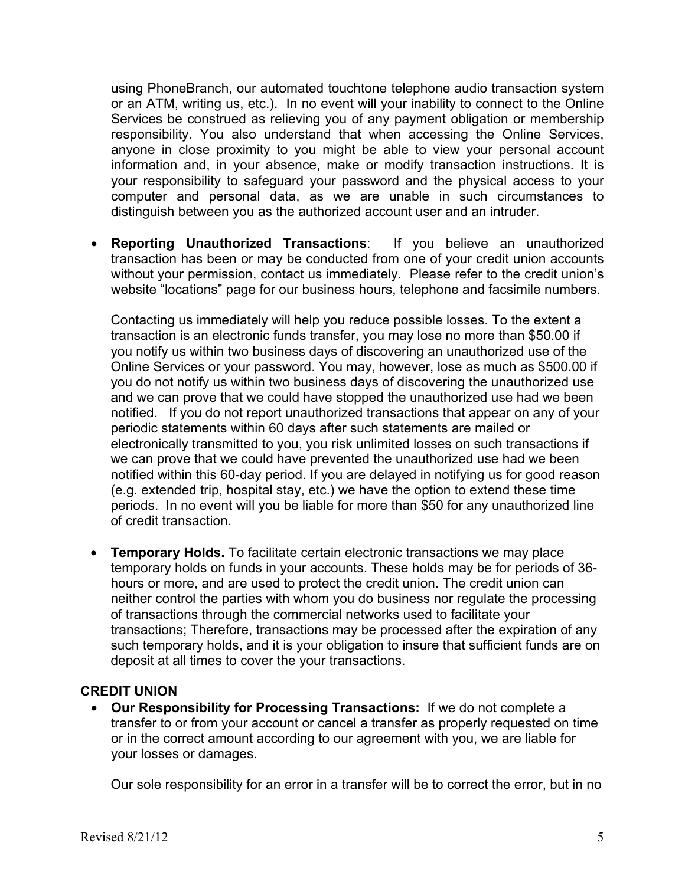using PhoneBranch, our automated touchtone telephone audio transaction system or an ATM, writing us, etc.). In no event will your inability to connect to the Online Services be construed as relieving you of any payment obligation or membership responsibility. You also understand that when accessing the Online Services, anyone in close proximity to you might be able to view your personal account information and, in your absence, make or modify transaction instructions. It is your responsibility to safeguard your password and the physical access to your computer and personal data, as we are unable in such circumstances to distinguish between you as the authorized account user and an intruder.

- **Reporting Unauthorized Transactions**: If you believe an unauthorized transaction has been or may be conducted from one of your credit union accounts without your permission, contact us immediately. Please refer to the credit union's website "locations" page for our business hours, telephone and facsimile numbers.

  Contacting us immediately will help you reduce possible losses. To the extent a transaction is an electronic funds transfer, you may lose no more than $50.00 if you notify us within two business days of discovering an unauthorized use of the Online Services or your password. You may, however, lose as much as $500.00 if you do not notify us within two business days of discovering the unauthorized use and we can prove that we could have stopped the unauthorized use had we been notified. If you do not report unauthorized transactions that appear on any of your periodic statements within 60 days after such statements are mailed or electronically transmitted to you, you risk unlimited losses on such transactions if we can prove that we could have prevented the unauthorized use had we been notified within this 60-day period. If you are delayed in notifying us for good reason (e.g. extended trip, hospital stay, etc.) we have the option to extend these time periods. In no event will you be liable for more than $50 for any unauthorized line of credit transaction.

- **Temporary Holds.** To facilitate certain electronic transactions we may place temporary holds on funds in your accounts. These holds may be for periods of 36-hours or more, and are used to protect the credit union. The credit union can neither control the parties with whom you do business nor regulate the processing of transactions through the commercial networks used to facilitate your transactions; Therefore, transactions may be processed after the expiration of any such temporary holds, and it is your obligation to insure that sufficient funds are on deposit at all times to cover the your transactions.

**CREDIT UNION**

- **Our Responsibility for Processing Transactions:** If we do not complete a transfer to or from your account or cancel a transfer as properly requested on time or in the correct amount according to our agreement with you, we are liable for your losses or damages.

  Our sole responsibility for an error in a transfer will be to correct the error, but in no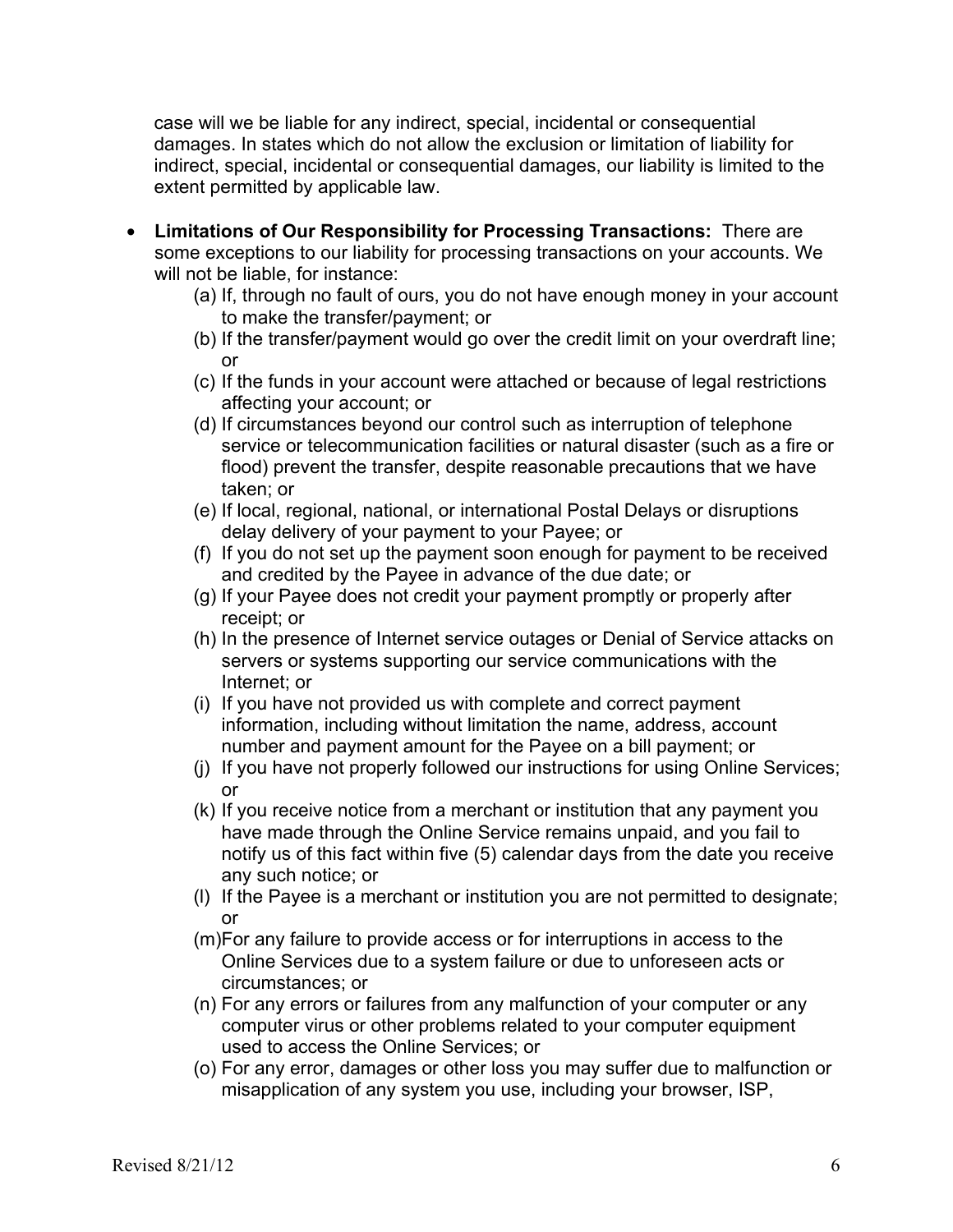case will we be liable for any indirect, special, incidental or consequential damages. In states which do not allow the exclusion or limitation of liability for indirect, special, incidental or consequential damages, our liability is limited to the extent permitted by applicable law.

- **Limitations of Our Responsibility for Processing Transactions:** There are some exceptions to our liability for processing transactions on your accounts. We will not be liable, for instance:
  - (a) If, through no fault of ours, you do not have enough money in your account to make the transfer/payment; or
  - (b) If the transfer/payment would go over the credit limit on your overdraft line; or
  - (c) If the funds in your account were attached or because of legal restrictions affecting your account; or
  - (d) If circumstances beyond our control such as interruption of telephone service or telecommunication facilities or natural disaster (such as a fire or flood) prevent the transfer, despite reasonable precautions that we have taken; or
  - (e) If local, regional, national, or international Postal Delays or disruptions delay delivery of your payment to your Payee; or
  - (f) If you do not set up the payment soon enough for payment to be received and credited by the Payee in advance of the due date; or
  - (g) If your Payee does not credit your payment promptly or properly after receipt; or
  - (h) In the presence of Internet service outages or Denial of Service attacks on servers or systems supporting our service communications with the Internet; or
  - (i) If you have not provided us with complete and correct payment information, including without limitation the name, address, account number and payment amount for the Payee on a bill payment; or
  - (j) If you have not properly followed our instructions for using Online Services; or
  - (k) If you receive notice from a merchant or institution that any payment you have made through the Online Service remains unpaid, and you fail to notify us of this fact within five (5) calendar days from the date you receive any such notice; or
  - (l) If the Payee is a merchant or institution you are not permitted to designate; or
  - (m) For any failure to provide access or for interruptions in access to the Online Services due to a system failure or due to unforeseen acts or circumstances; or
  - (n) For any errors or failures from any malfunction of your computer or any computer virus or other problems related to your computer equipment used to access the Online Services; or
  - (o) For any error, damages or other loss you may suffer due to malfunction or misapplication of any system you use, including your browser, ISP,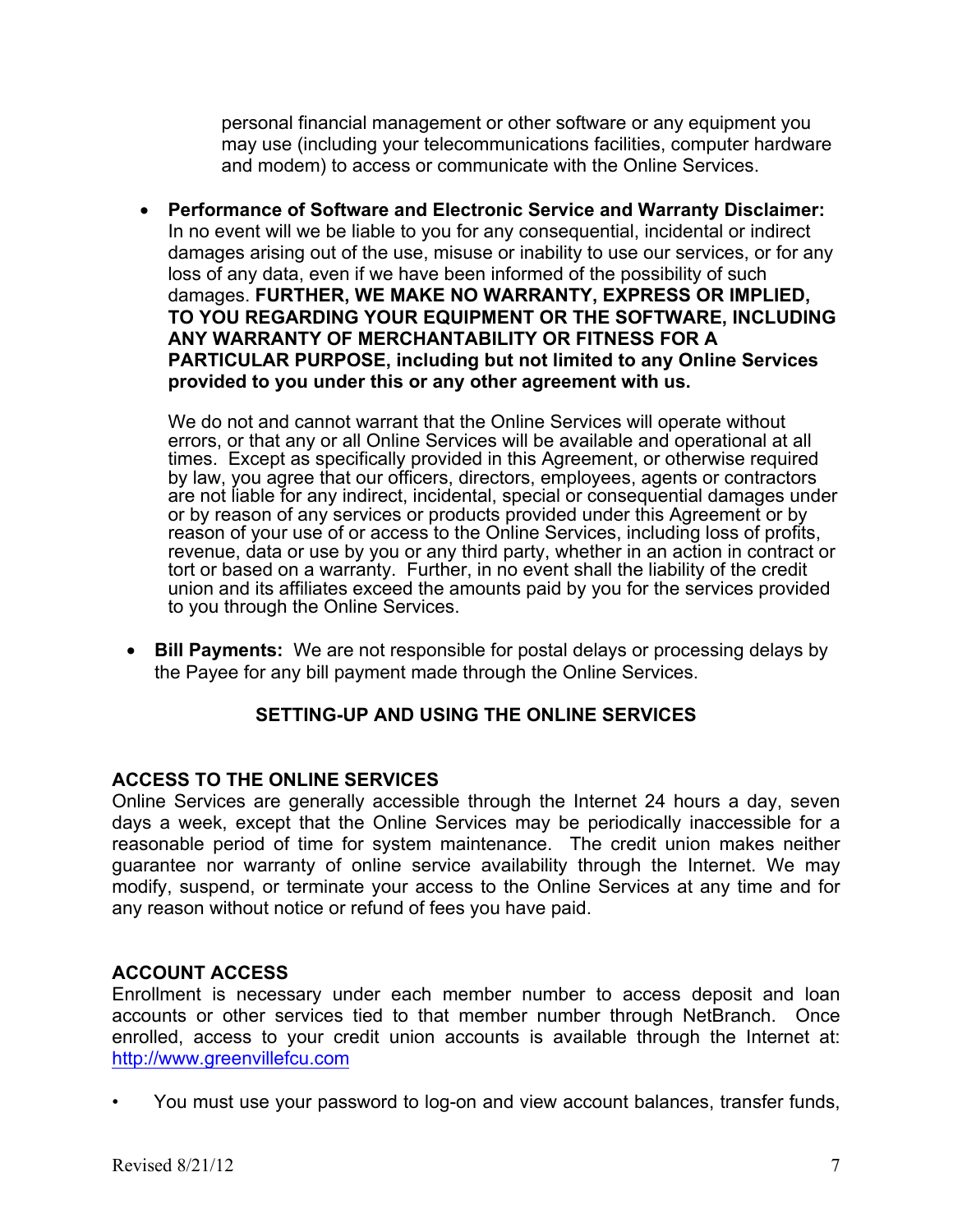personal financial management or other software or any equipment you may use (including your telecommunications facilities, computer hardware and modem) to access or communicate with the Online Services.

- **Performance of Software and Electronic Service and Warranty Disclaimer:** In no event will we be liable to you for any consequential, incidental or indirect damages arising out of the use, misuse or inability to use our services, or for any loss of any data, even if we have been informed of the possibility of such damages. **FURTHER, WE MAKE NO WARRANTY, EXPRESS OR IMPLIED, TO YOU REGARDING YOUR EQUIPMENT OR THE SOFTWARE, INCLUDING ANY WARRANTY OF MERCHANTABILITY OR FITNESS FOR A PARTICULAR PURPOSE, including but not limited to any Online Services provided to you under this or any other agreement with us.**

  We do not and cannot warrant that the Online Services will operate without errors, or that any or all Online Services will be available and operational at all times. Except as specifically provided in this Agreement, or otherwise required by law, you agree that our officers, directors, employees, agents or contractors are not liable for any indirect, incidental, special or consequential damages under or by reason of any services or products provided under this Agreement or by reason of your use of or access to the Online Services, including loss of profits, revenue, data or use by you or any third party, whether in an action in contract or tort or based on a warranty. Further, in no event shall the liability of the credit union and its affiliates exceed the amounts paid by you for the services provided to you through the Online Services.

- **Bill Payments:** We are not responsible for postal delays or processing delays by the Payee for any bill payment made through the Online Services.

## SETTING-UP AND USING THE ONLINE SERVICES

### ACCESS TO THE ONLINE SERVICES

Online Services are generally accessible through the Internet 24 hours a day, seven days a week, except that the Online Services may be periodically inaccessible for a reasonable period of time for system maintenance. The credit union makes neither guarantee nor warranty of online service availability through the Internet. We may modify, suspend, or terminate your access to the Online Services at any time and for any reason without notice or refund of fees you have paid.

### ACCOUNT ACCESS

Enrollment is necessary under each member number to access deposit and loan accounts or other services tied to that member number through NetBranch. Once enrolled, access to your credit union accounts is available through the Internet at: http://www.greenvillefcu.com

- You must use your password to log-on and view account balances, transfer funds,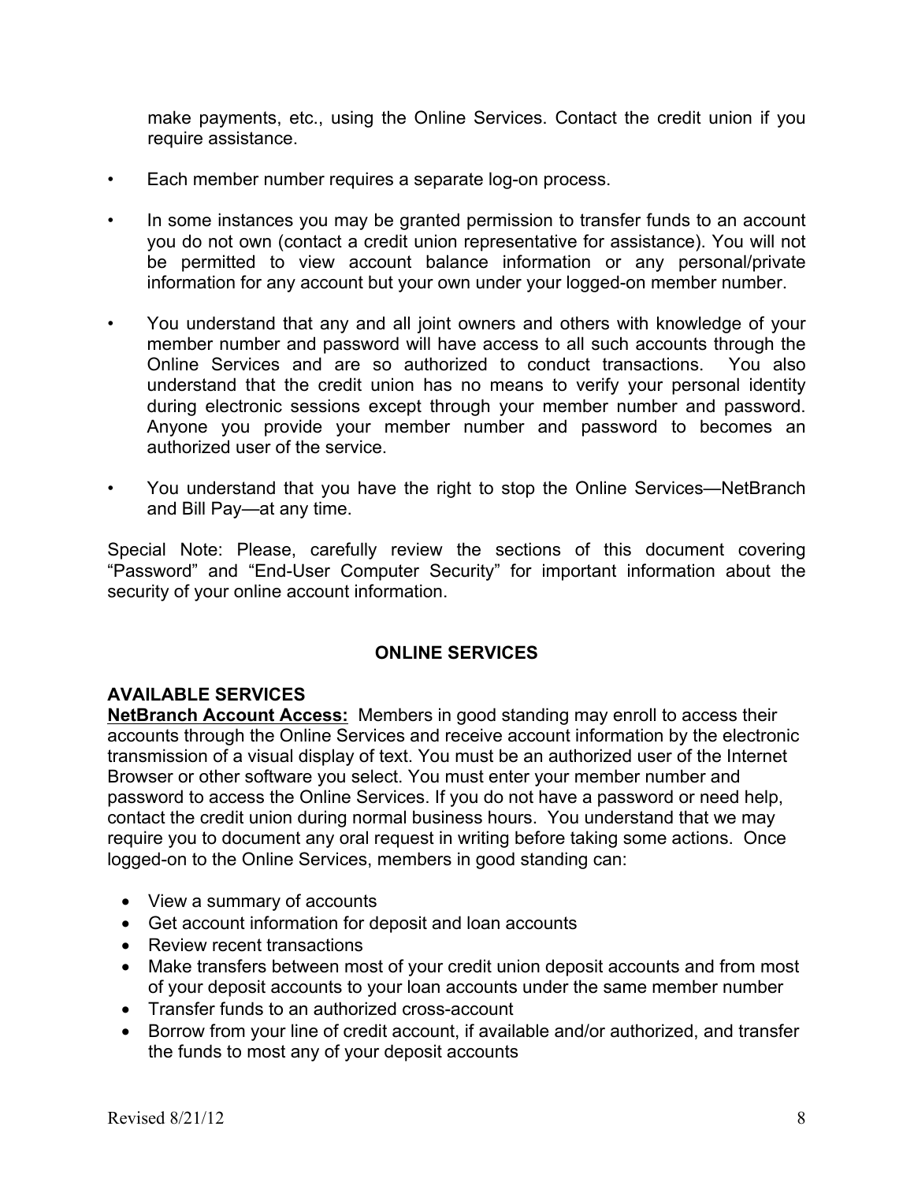make payments, etc., using the Online Services. Contact the credit union if you require assistance.

- Each member number requires a separate log-on process.

- In some instances you may be granted permission to transfer funds to an account you do not own (contact a credit union representative for assistance). You will not be permitted to view account balance information or any personal/private information for any account but your own under your logged-on member number.

- You understand that any and all joint owners and others with knowledge of your member number and password will have access to all such accounts through the Online Services and are so authorized to conduct transactions. You also understand that the credit union has no means to verify your personal identity during electronic sessions except through your member number and password. Anyone you provide your member number and password to becomes an authorized user of the service.

- You understand that you have the right to stop the Online Services—NetBranch and Bill Pay—at any time.

Special Note: Please, carefully review the sections of this document covering "Password" and "End-User Computer Security" for important information about the security of your online account information.

## ONLINE SERVICES

### AVAILABLE SERVICES

**NetBranch Account Access:** Members in good standing may enroll to access their accounts through the Online Services and receive account information by the electronic transmission of a visual display of text. You must be an authorized user of the Internet Browser or other software you select. You must enter your member number and password to access the Online Services. If you do not have a password or need help, contact the credit union during normal business hours. You understand that we may require you to document any oral request in writing before taking some actions. Once logged-on to the Online Services, members in good standing can:

- View a summary of accounts
- Get account information for deposit and loan accounts
- Review recent transactions
- Make transfers between most of your credit union deposit accounts and from most of your deposit accounts to your loan accounts under the same member number
- Transfer funds to an authorized cross-account
- Borrow from your line of credit account, if available and/or authorized, and transfer the funds to most any of your deposit accounts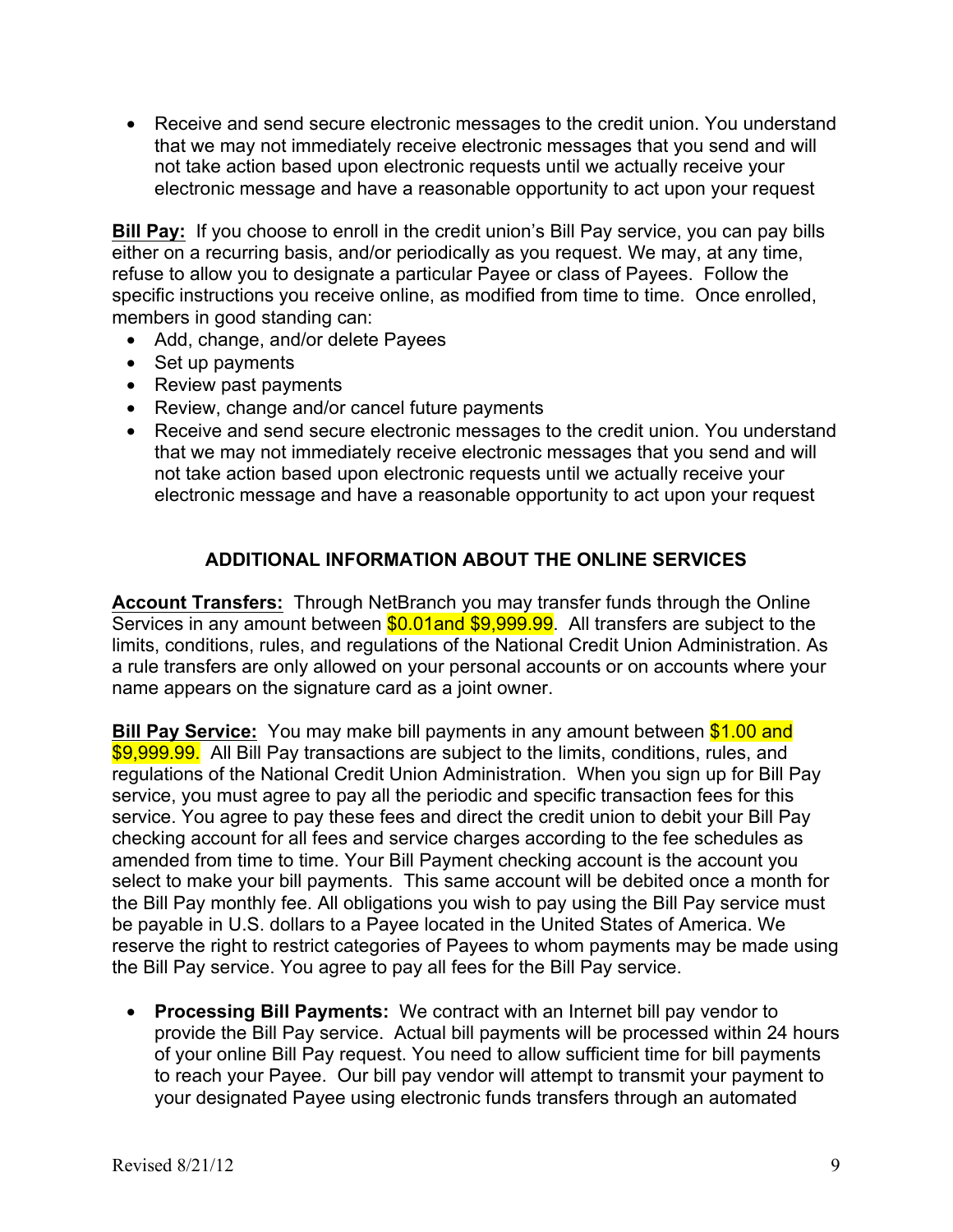- Receive and send secure electronic messages to the credit union. You understand that we may not immediately receive electronic messages that you send and will not take action based upon electronic requests until we actually receive your electronic message and have a reasonable opportunity to act upon your request

**Bill Pay:** If you choose to enroll in the credit union's Bill Pay service, you can pay bills either on a recurring basis, and/or periodically as you request. We may, at any time, refuse to allow you to designate a particular Payee or class of Payees. Follow the specific instructions you receive online, as modified from time to time. Once enrolled, members in good standing can:

- Add, change, and/or delete Payees
- Set up payments
- Review past payments
- Review, change and/or cancel future payments
- Receive and send secure electronic messages to the credit union. You understand that we may not immediately receive electronic messages that you send and will not take action based upon electronic requests until we actually receive your electronic message and have a reasonable opportunity to act upon your request

## ADDITIONAL INFORMATION ABOUT THE ONLINE SERVICES

**Account Transfers:** Through NetBranch you may transfer funds through the Online Services in any amount between $0.01and $9,999.99. All transfers are subject to the limits, conditions, rules, and regulations of the National Credit Union Administration. As a rule transfers are only allowed on your personal accounts or on accounts where your name appears on the signature card as a joint owner.

**Bill Pay Service:** You may make bill payments in any amount between $1.00 and $9,999.99. All Bill Pay transactions are subject to the limits, conditions, rules, and regulations of the National Credit Union Administration. When you sign up for Bill Pay service, you must agree to pay all the periodic and specific transaction fees for this service. You agree to pay these fees and direct the credit union to debit your Bill Pay checking account for all fees and service charges according to the fee schedules as amended from time to time. Your Bill Payment checking account is the account you select to make your bill payments. This same account will be debited once a month for the Bill Pay monthly fee. All obligations you wish to pay using the Bill Pay service must be payable in U.S. dollars to a Payee located in the United States of America. We reserve the right to restrict categories of Payees to whom payments may be made using the Bill Pay service. You agree to pay all fees for the Bill Pay service.

- **Processing Bill Payments:** We contract with an Internet bill pay vendor to provide the Bill Pay service. Actual bill payments will be processed within 24 hours of your online Bill Pay request. You need to allow sufficient time for bill payments to reach your Payee. Our bill pay vendor will attempt to transmit your payment to your designated Payee using electronic funds transfers through an automated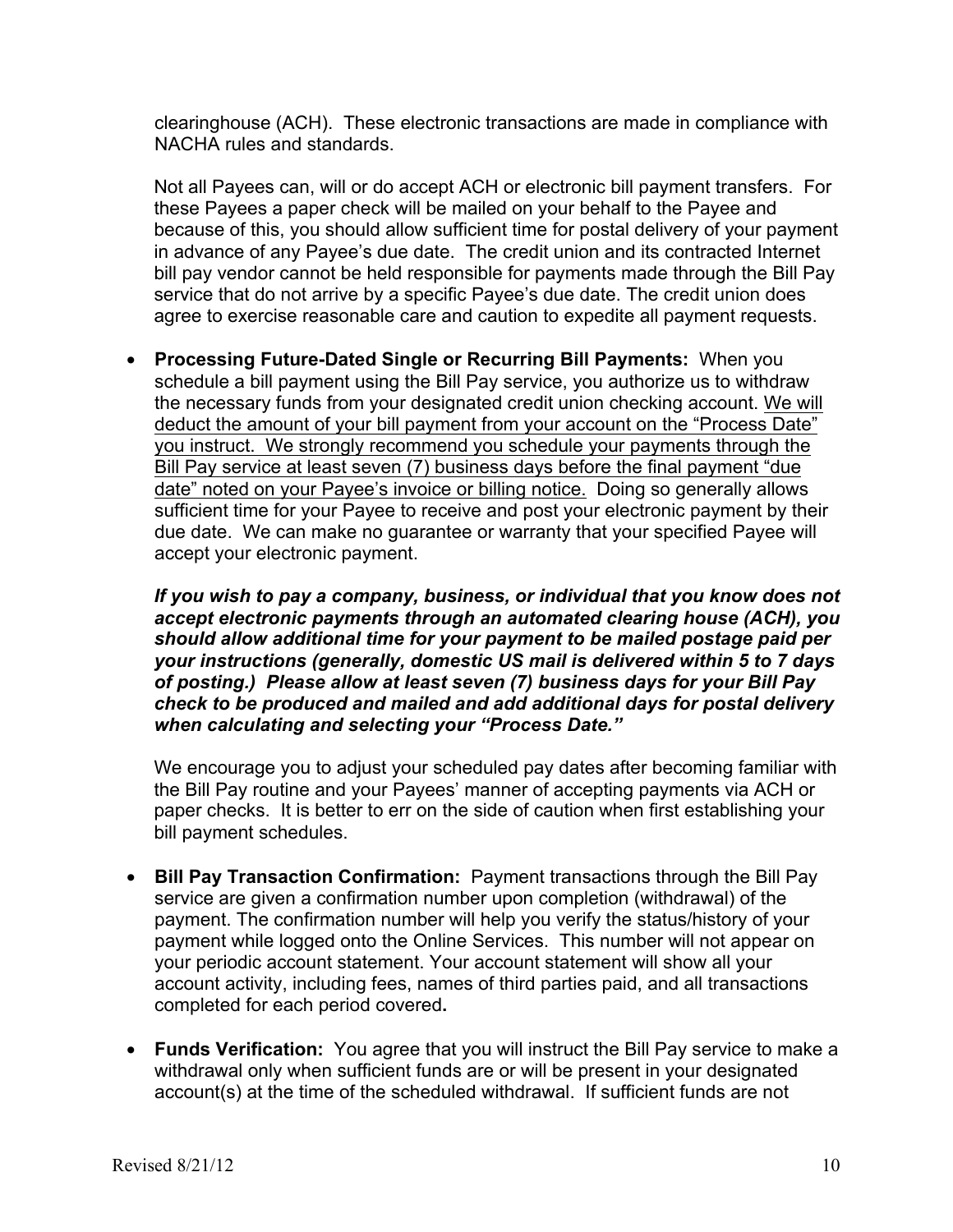clearinghouse (ACH). These electronic transactions are made in compliance with NACHA rules and standards.

Not all Payees can, will or do accept ACH or electronic bill payment transfers. For these Payees a paper check will be mailed on your behalf to the Payee and because of this, you should allow sufficient time for postal delivery of your payment in advance of any Payee's due date. The credit union and its contracted Internet bill pay vendor cannot be held responsible for payments made through the Bill Pay service that do not arrive by a specific Payee's due date. The credit union does agree to exercise reasonable care and caution to expedite all payment requests.

- **Processing Future-Dated Single or Recurring Bill Payments:** When you schedule a bill payment using the Bill Pay service, you authorize us to withdraw the necessary funds from your designated credit union checking account. <u>We will deduct the amount of your bill payment from your account on the "Process Date" you instruct. We strongly recommend you schedule your payments through the Bill Pay service at least seven (7) business days before the final payment "due date" noted on your Payee's invoice or billing notice.</u> Doing so generally allows sufficient time for your Payee to receive and post your electronic payment by their due date. We can make no guarantee or warranty that your specified Payee will accept your electronic payment.

  ***If you wish to pay a company, business, or individual that you know does not accept electronic payments through an automated clearing house (ACH), you should allow additional time for your payment to be mailed postage paid per your instructions (generally, domestic US mail is delivered within 5 to 7 days of posting.) Please allow at least seven (7) business days for your Bill Pay check to be produced and mailed and add additional days for postal delivery when calculating and selecting your "Process Date."***

  We encourage you to adjust your scheduled pay dates after becoming familiar with the Bill Pay routine and your Payees' manner of accepting payments via ACH or paper checks. It is better to err on the side of caution when first establishing your bill payment schedules.

- **Bill Pay Transaction Confirmation:** Payment transactions through the Bill Pay service are given a confirmation number upon completion (withdrawal) of the payment. The confirmation number will help you verify the status/history of your payment while logged onto the Online Services. This number will not appear on your periodic account statement. Your account statement will show all your account activity, including fees, names of third parties paid, and all transactions completed for each period covered**.**

- **Funds Verification:** You agree that you will instruct the Bill Pay service to make a withdrawal only when sufficient funds are or will be present in your designated account(s) at the time of the scheduled withdrawal. If sufficient funds are not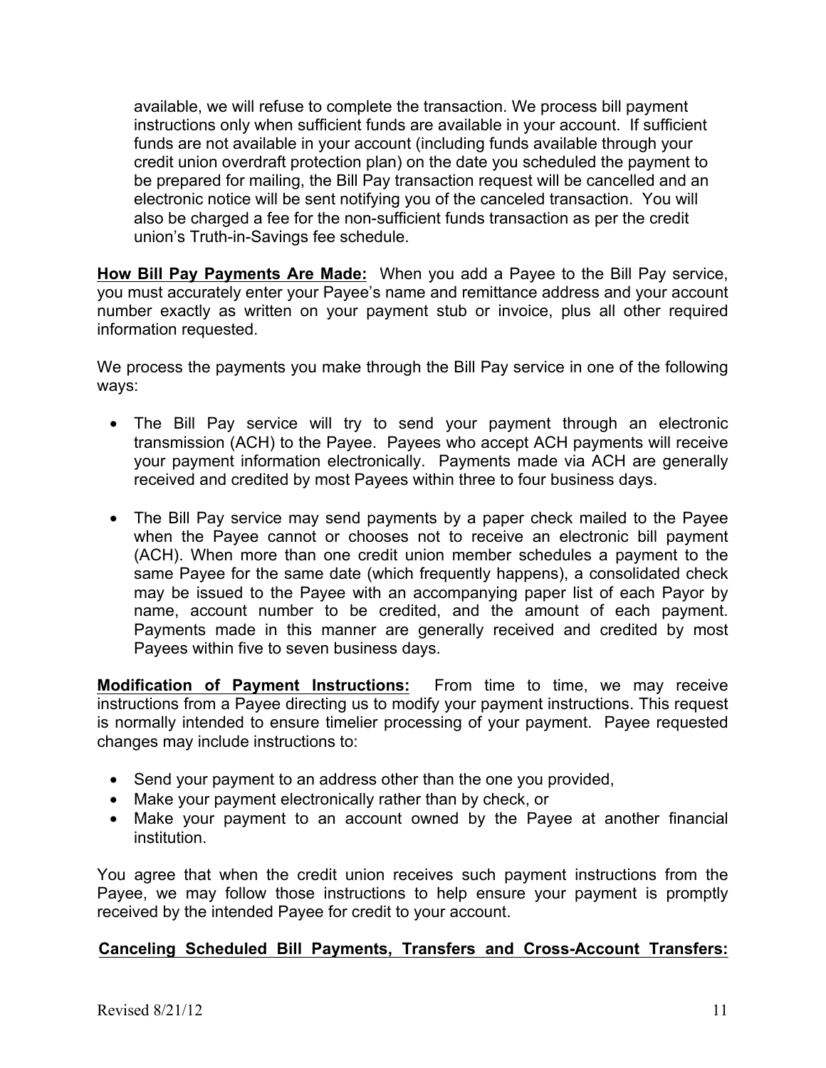available, we will refuse to complete the transaction. We process bill payment instructions only when sufficient funds are available in your account. If sufficient funds are not available in your account (including funds available through your credit union overdraft protection plan) on the date you scheduled the payment to be prepared for mailing, the Bill Pay transaction request will be cancelled and an electronic notice will be sent notifying you of the canceled transaction. You will also be charged a fee for the non-sufficient funds transaction as per the credit union's Truth-in-Savings fee schedule.

**How Bill Pay Payments Are Made:** When you add a Payee to the Bill Pay service, you must accurately enter your Payee's name and remittance address and your account number exactly as written on your payment stub or invoice, plus all other required information requested.

We process the payments you make through the Bill Pay service in one of the following ways:

- The Bill Pay service will try to send your payment through an electronic transmission (ACH) to the Payee. Payees who accept ACH payments will receive your payment information electronically. Payments made via ACH are generally received and credited by most Payees within three to four business days.

- The Bill Pay service may send payments by a paper check mailed to the Payee when the Payee cannot or chooses not to receive an electronic bill payment (ACH). When more than one credit union member schedules a payment to the same Payee for the same date (which frequently happens), a consolidated check may be issued to the Payee with an accompanying paper list of each Payor by name, account number to be credited, and the amount of each payment. Payments made in this manner are generally received and credited by most Payees within five to seven business days.

**Modification of Payment Instructions:** From time to time, we may receive instructions from a Payee directing us to modify your payment instructions. This request is normally intended to ensure timelier processing of your payment. Payee requested changes may include instructions to:

- Send your payment to an address other than the one you provided,
- Make your payment electronically rather than by check, or
- Make your payment to an account owned by the Payee at another financial institution.

You agree that when the credit union receives such payment instructions from the Payee, we may follow those instructions to help ensure your payment is promptly received by the intended Payee for credit to your account.

**Canceling Scheduled Bill Payments, Transfers and Cross-Account Transfers:**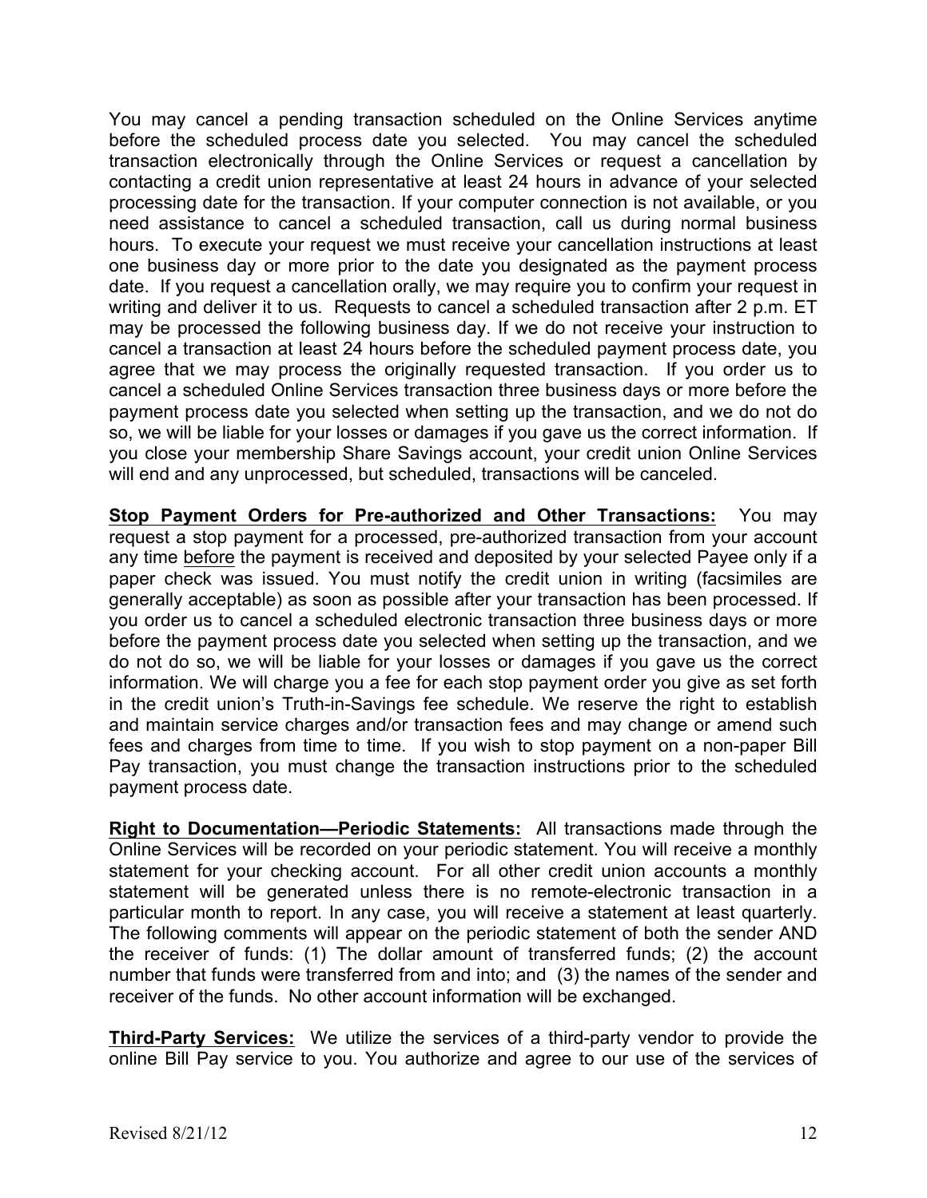You may cancel a pending transaction scheduled on the Online Services anytime before the scheduled process date you selected. You may cancel the scheduled transaction electronically through the Online Services or request a cancellation by contacting a credit union representative at least 24 hours in advance of your selected processing date for the transaction. If your computer connection is not available, or you need assistance to cancel a scheduled transaction, call us during normal business hours. To execute your request we must receive your cancellation instructions at least one business day or more prior to the date you designated as the payment process date. If you request a cancellation orally, we may require you to confirm your request in writing and deliver it to us. Requests to cancel a scheduled transaction after 2 p.m. ET may be processed the following business day. If we do not receive your instruction to cancel a transaction at least 24 hours before the scheduled payment process date, you agree that we may process the originally requested transaction. If you order us to cancel a scheduled Online Services transaction three business days or more before the payment process date you selected when setting up the transaction, and we do not do so, we will be liable for your losses or damages if you gave us the correct information. If you close your membership Share Savings account, your credit union Online Services will end and any unprocessed, but scheduled, transactions will be canceled.

**Stop Payment Orders for Pre-authorized and Other Transactions:** You may request a stop payment for a processed, pre-authorized transaction from your account any time before the payment is received and deposited by your selected Payee only if a paper check was issued. You must notify the credit union in writing (facsimiles are generally acceptable) as soon as possible after your transaction has been processed. If you order us to cancel a scheduled electronic transaction three business days or more before the payment process date you selected when setting up the transaction, and we do not do so, we will be liable for your losses or damages if you gave us the correct information. We will charge you a fee for each stop payment order you give as set forth in the credit union's Truth-in-Savings fee schedule. We reserve the right to establish and maintain service charges and/or transaction fees and may change or amend such fees and charges from time to time. If you wish to stop payment on a non-paper Bill Pay transaction, you must change the transaction instructions prior to the scheduled payment process date.

**Right to Documentation—Periodic Statements:** All transactions made through the Online Services will be recorded on your periodic statement. You will receive a monthly statement for your checking account. For all other credit union accounts a monthly statement will be generated unless there is no remote-electronic transaction in a particular month to report. In any case, you will receive a statement at least quarterly. The following comments will appear on the periodic statement of both the sender AND the receiver of funds: (1) The dollar amount of transferred funds; (2) the account number that funds were transferred from and into; and (3) the names of the sender and receiver of the funds. No other account information will be exchanged.

**Third-Party Services:** We utilize the services of a third-party vendor to provide the online Bill Pay service to you. You authorize and agree to our use of the services of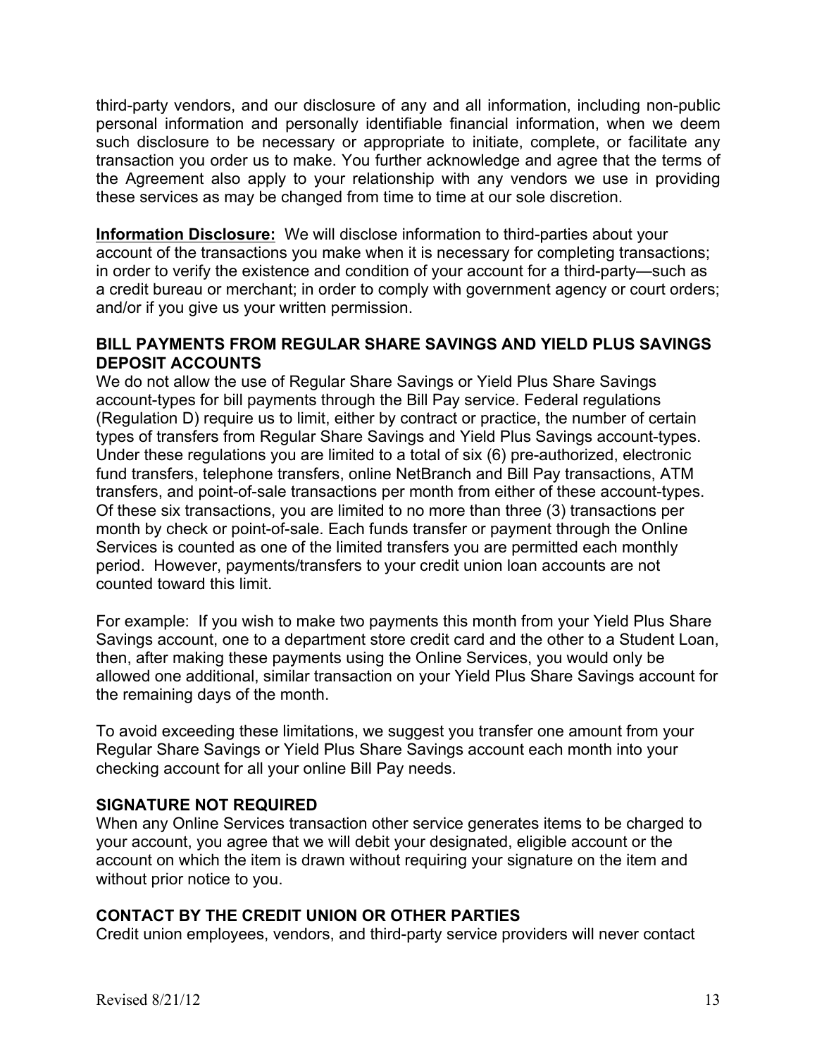third-party vendors, and our disclosure of any and all information, including non-public personal information and personally identifiable financial information, when we deem such disclosure to be necessary or appropriate to initiate, complete, or facilitate any transaction you order us to make. You further acknowledge and agree that the terms of the Agreement also apply to your relationship with any vendors we use in providing these services as may be changed from time to time at our sole discretion.

**Information Disclosure:** We will disclose information to third-parties about your account of the transactions you make when it is necessary for completing transactions; in order to verify the existence and condition of your account for a third-party—such as a credit bureau or merchant; in order to comply with government agency or court orders; and/or if you give us your written permission.

### BILL PAYMENTS FROM REGULAR SHARE SAVINGS AND YIELD PLUS SAVINGS DEPOSIT ACCOUNTS

We do not allow the use of Regular Share Savings or Yield Plus Share Savings account-types for bill payments through the Bill Pay service. Federal regulations (Regulation D) require us to limit, either by contract or practice, the number of certain types of transfers from Regular Share Savings and Yield Plus Savings account-types. Under these regulations you are limited to a total of six (6) pre-authorized, electronic fund transfers, telephone transfers, online NetBranch and Bill Pay transactions, ATM transfers, and point-of-sale transactions per month from either of these account-types. Of these six transactions, you are limited to no more than three (3) transactions per month by check or point-of-sale. Each funds transfer or payment through the Online Services is counted as one of the limited transfers you are permitted each monthly period. However, payments/transfers to your credit union loan accounts are not counted toward this limit.

For example: If you wish to make two payments this month from your Yield Plus Share Savings account, one to a department store credit card and the other to a Student Loan, then, after making these payments using the Online Services, you would only be allowed one additional, similar transaction on your Yield Plus Share Savings account for the remaining days of the month.

To avoid exceeding these limitations, we suggest you transfer one amount from your Regular Share Savings or Yield Plus Share Savings account each month into your checking account for all your online Bill Pay needs.

### SIGNATURE NOT REQUIRED

When any Online Services transaction other service generates items to be charged to your account, you agree that we will debit your designated, eligible account or the account on which the item is drawn without requiring your signature on the item and without prior notice to you.

### CONTACT BY THE CREDIT UNION OR OTHER PARTIES

Credit union employees, vendors, and third-party service providers will never contact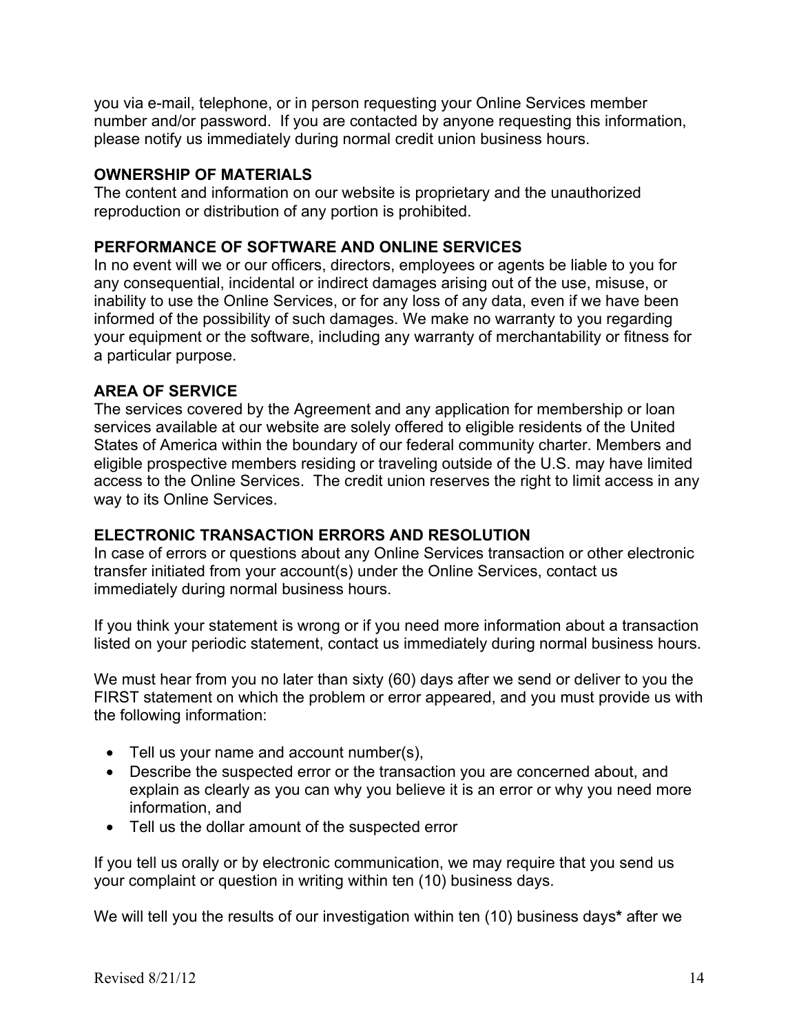you via e-mail, telephone, or in person requesting your Online Services member number and/or password.  If you are contacted by anyone requesting this information, please notify us immediately during normal credit union business hours.

**OWNERSHIP OF MATERIALS**

The content and information on our website is proprietary and the unauthorized reproduction or distribution of any portion is prohibited.

**PERFORMANCE OF SOFTWARE AND ONLINE SERVICES**

In no event will we or our officers, directors, employees or agents be liable to you for any consequential, incidental or indirect damages arising out of the use, misuse, or inability to use the Online Services, or for any loss of any data, even if we have been informed of the possibility of such damages. We make no warranty to you regarding your equipment or the software, including any warranty of merchantability or fitness for a particular purpose.

**AREA OF SERVICE**

The services covered by the Agreement and any application for membership or loan services available at our website are solely offered to eligible residents of the United States of America within the boundary of our federal community charter. Members and eligible prospective members residing or traveling outside of the U.S. may have limited access to the Online Services.  The credit union reserves the right to limit access in any way to its Online Services.

**ELECTRONIC TRANSACTION ERRORS AND RESOLUTION**

In case of errors or questions about any Online Services transaction or other electronic transfer initiated from your account(s) under the Online Services, contact us immediately during normal business hours.

If you think your statement is wrong or if you need more information about a transaction listed on your periodic statement, contact us immediately during normal business hours.

We must hear from you no later than sixty (60) days after we send or deliver to you the FIRST statement on which the problem or error appeared, and you must provide us with the following information:

- Tell us your name and account number(s),
- Describe the suspected error or the transaction you are concerned about, and explain as clearly as you can why you believe it is an error or why you need more information, and
- Tell us the dollar amount of the suspected error

If you tell us orally or by electronic communication, we may require that you send us your complaint or question in writing within ten (10) business days.

We will tell you the results of our investigation within ten (10) business days**\*** after we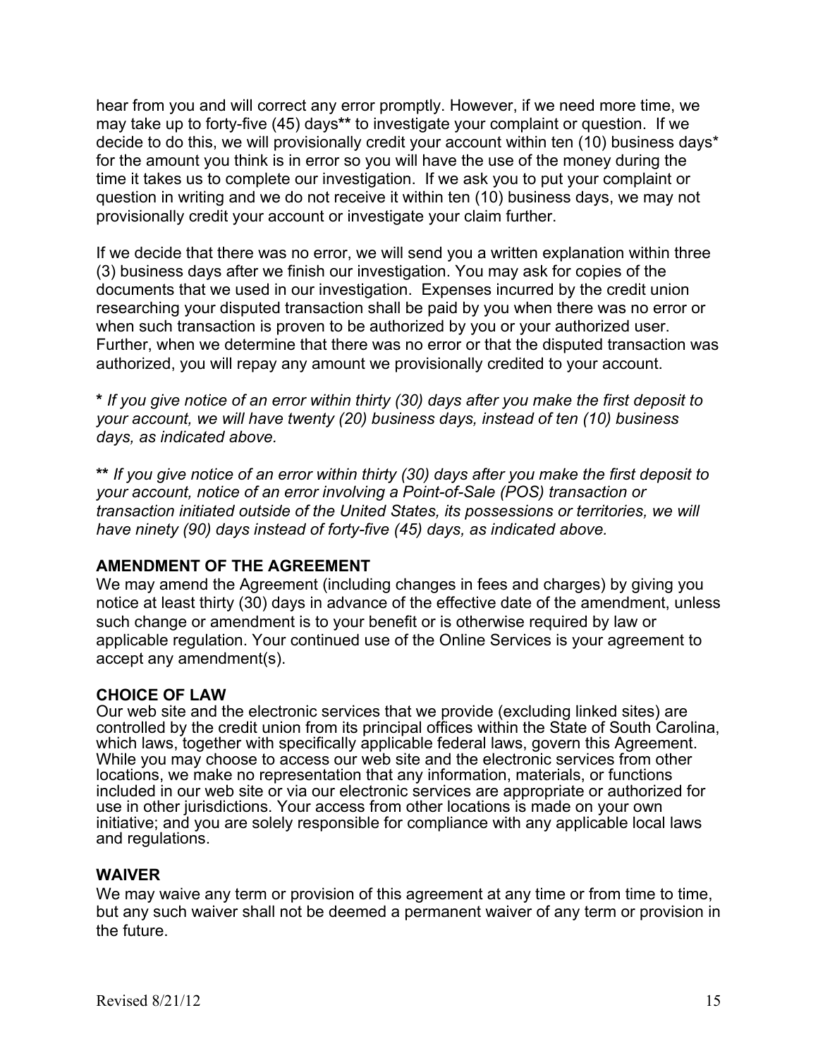hear from you and will correct any error promptly. However, if we need more time, we may take up to forty-five (45) days** to investigate your complaint or question. If we decide to do this, we will provisionally credit your account within ten (10) business days* for the amount you think is in error so you will have the use of the money during the time it takes us to complete our investigation. If we ask you to put your complaint or question in writing and we do not receive it within ten (10) business days, we may not provisionally credit your account or investigate your claim further.

If we decide that there was no error, we will send you a written explanation within three (3) business days after we finish our investigation. You may ask for copies of the documents that we used in our investigation. Expenses incurred by the credit union researching your disputed transaction shall be paid by you when there was no error or when such transaction is proven to be authorized by you or your authorized user. Further, when we determine that there was no error or that the disputed transaction was authorized, you will repay any amount we provisionally credited to your account.

**\*** *If you give notice of an error within thirty (30) days after you make the first deposit to your account, we will have twenty (20) business days, instead of ten (10) business days, as indicated above.*

**\*\*** *If you give notice of an error within thirty (30) days after you make the first deposit to your account, notice of an error involving a Point-of-Sale (POS) transaction or transaction initiated outside of the United States, its possessions or territories, we will have ninety (90) days instead of forty-five (45) days, as indicated above.*

### AMENDMENT OF THE AGREEMENT

We may amend the Agreement (including changes in fees and charges) by giving you notice at least thirty (30) days in advance of the effective date of the amendment, unless such change or amendment is to your benefit or is otherwise required by law or applicable regulation. Your continued use of the Online Services is your agreement to accept any amendment(s).

### CHOICE OF LAW

Our web site and the electronic services that we provide (excluding linked sites) are controlled by the credit union from its principal offices within the State of South Carolina, which laws, together with specifically applicable federal laws, govern this Agreement. While you may choose to access our web site and the electronic services from other locations, we make no representation that any information, materials, or functions included in our web site or via our electronic services are appropriate or authorized for use in other jurisdictions. Your access from other locations is made on your own initiative; and you are solely responsible for compliance with any applicable local laws and regulations.

### WAIVER

We may waive any term or provision of this agreement at any time or from time to time, but any such waiver shall not be deemed a permanent waiver of any term or provision in the future.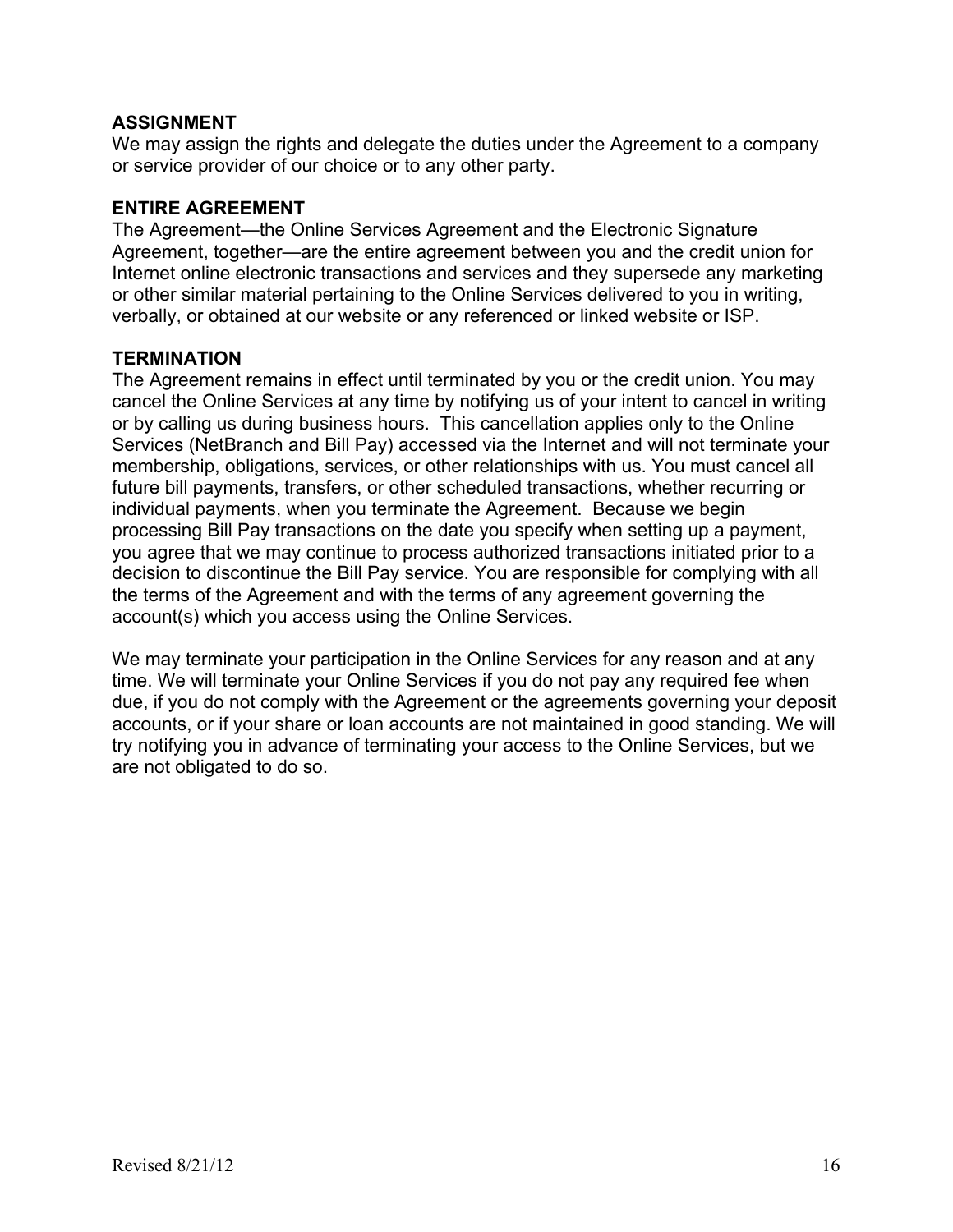**ASSIGNMENT**

We may assign the rights and delegate the duties under the Agreement to a company or service provider of our choice or to any other party.

**ENTIRE AGREEMENT**

The Agreement—the Online Services Agreement and the Electronic Signature Agreement, together—are the entire agreement between you and the credit union for Internet online electronic transactions and services and they supersede any marketing or other similar material pertaining to the Online Services delivered to you in writing, verbally, or obtained at our website or any referenced or linked website or ISP.

**TERMINATION**

The Agreement remains in effect until terminated by you or the credit union. You may cancel the Online Services at any time by notifying us of your intent to cancel in writing or by calling us during business hours. This cancellation applies only to the Online Services (NetBranch and Bill Pay) accessed via the Internet and will not terminate your membership, obligations, services, or other relationships with us. You must cancel all future bill payments, transfers, or other scheduled transactions, whether recurring or individual payments, when you terminate the Agreement. Because we begin processing Bill Pay transactions on the date you specify when setting up a payment, you agree that we may continue to process authorized transactions initiated prior to a decision to discontinue the Bill Pay service. You are responsible for complying with all the terms of the Agreement and with the terms of any agreement governing the account(s) which you access using the Online Services.

We may terminate your participation in the Online Services for any reason and at any time. We will terminate your Online Services if you do not pay any required fee when due, if you do not comply with the Agreement or the agreements governing your deposit accounts, or if your share or loan accounts are not maintained in good standing. We will try notifying you in advance of terminating your access to the Online Services, but we are not obligated to do so.

Revised 8/21/12